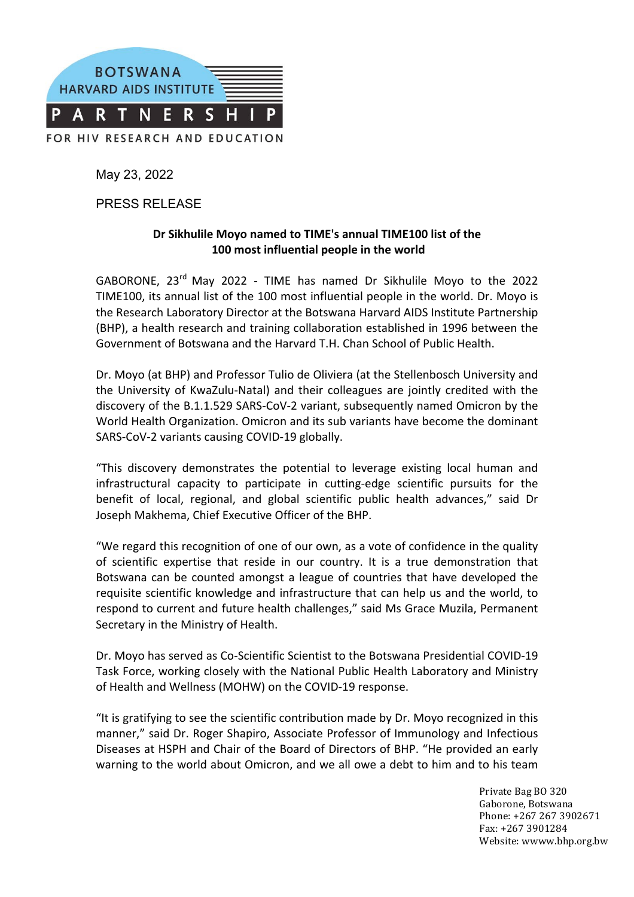BOTSWANA HARVARD AIDS INSTITUTE PARTNERSHIP FOR HIV RESEARCH AND EDUCATION

May 23, 2022

PRESS RELEASE

**Dr Sikhulile Moyo named to TIME's annual TIME100 list of the 100 most influential people in the world**

GABORONE, 23rd May 2022 - TIME has named Dr Sikhulile Moyo to the 2022 TIME100, its annual list of the 100 most influential people in the world. Dr. Moyo is the Research Laboratory Director at the Botswana Harvard AIDS Institute Partnership (BHP), a health research and training collaboration established in 1996 between the Government of Botswana and the Harvard T.H. Chan School of Public Health.

Dr. Moyo (at BHP) and Professor Tulio de Oliviera (at the Stellenbosch University and the University of KwaZulu-Natal) and their colleagues are jointly credited with the discovery of the B.1.1.529 SARS-CoV-2 variant, subsequently named Omicron by the World Health Organization. Omicron and its sub variants have become the dominant SARS-CoV-2 variants causing COVID-19 globally.

"This discovery demonstrates the potential to leverage existing local human and infrastructural capacity to participate in cutting-edge scientific pursuits for the benefit of local, regional, and global scientific public health advances," said Dr Joseph Makhema, Chief Executive Officer of the BHP.

"We regard this recognition of one of our own, as a vote of confidence in the quality of scientific expertise that reside in our country. It is a true demonstration that Botswana can be counted amongst a league of countries that have developed the requisite scientific knowledge and infrastructure that can help us and the world, to respond to current and future health challenges," said Ms Grace Muzila, Permanent Secretary in the Ministry of Health.

Dr. Moyo has served as Co-Scientific Scientist to the Botswana Presidential COVID-19 Task Force, working closely with the National Public Health Laboratory and Ministry of Health and Wellness (MOHW) on the COVID-19 response.

"It is gratifying to see the scientific contribution made by Dr. Moyo recognized in this manner," said Dr. Roger Shapiro, Associate Professor of Immunology and Infectious Diseases at HSPH and Chair of the Board of Directors of BHP. "He provided an early warning to the world about Omicron, and we all owe a debt to him and to his team

Private Bag BO 320
Gaborone, Botswana
Phone: +267 267 3902671
Fax: +267 3901284
Website: wwww.bhp.org.bw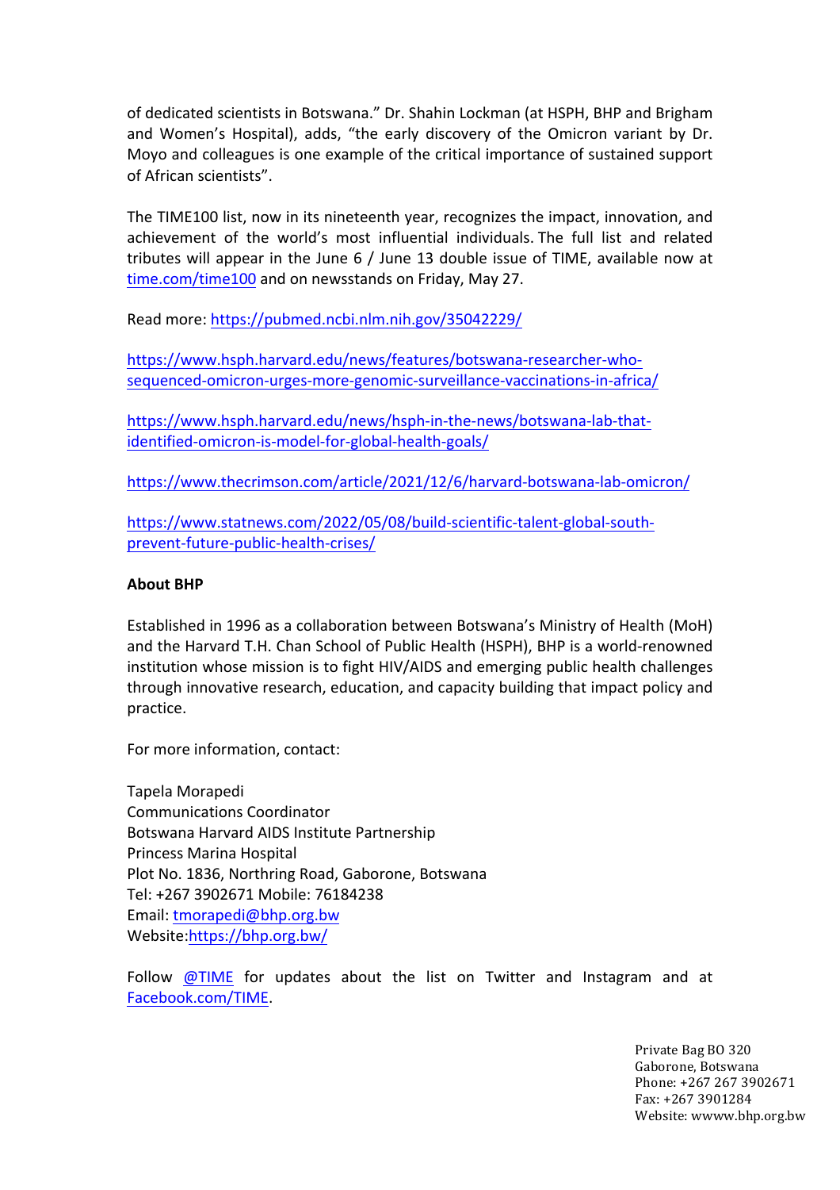of dedicated scientists in Botswana." Dr. Shahin Lockman (at HSPH, BHP and Brigham and Women's Hospital), adds, "the early discovery of the Omicron variant by Dr. Moyo and colleagues is one example of the critical importance of sustained support of African scientists".

The TIME100 list, now in its nineteenth year, recognizes the impact, innovation, and achievement of the world's most influential individuals. The full list and related tributes will appear in the June 6 / June 13 double issue of TIME, available now at time.com/time100 and on newsstands on Friday, May 27.

Read more: https://pubmed.ncbi.nlm.nih.gov/35042229/

https://www.hsph.harvard.edu/news/features/botswana-researcher-who-sequenced-omicron-urges-more-genomic-surveillance-vaccinations-in-africa/

https://www.hsph.harvard.edu/news/hsph-in-the-news/botswana-lab-that-identified-omicron-is-model-for-global-health-goals/

https://www.thecrimson.com/article/2021/12/6/harvard-botswana-lab-omicron/

https://www.statnews.com/2022/05/08/build-scientific-talent-global-south-prevent-future-public-health-crises/

**About BHP**

Established in 1996 as a collaboration between Botswana's Ministry of Health (MoH) and the Harvard T.H. Chan School of Public Health (HSPH), BHP is a world-renowned institution whose mission is to fight HIV/AIDS and emerging public health challenges through innovative research, education, and capacity building that impact policy and practice.

For more information, contact:

Tapela Morapedi
Communications Coordinator
Botswana Harvard AIDS Institute Partnership
Princess Marina Hospital
Plot No. 1836, Northring Road, Gaborone, Botswana
Tel: +267 3902671 Mobile: 76184238
Email: tmorapedi@bhp.org.bw
Website:https://bhp.org.bw/

Follow @TIME for updates about the list on Twitter and Instagram and at Facebook.com/TIME.

Private Bag BO 320
Gaborone, Botswana
Phone: +267 267 3902671
Fax: +267 3901284
Website: wwww.bhp.org.bw